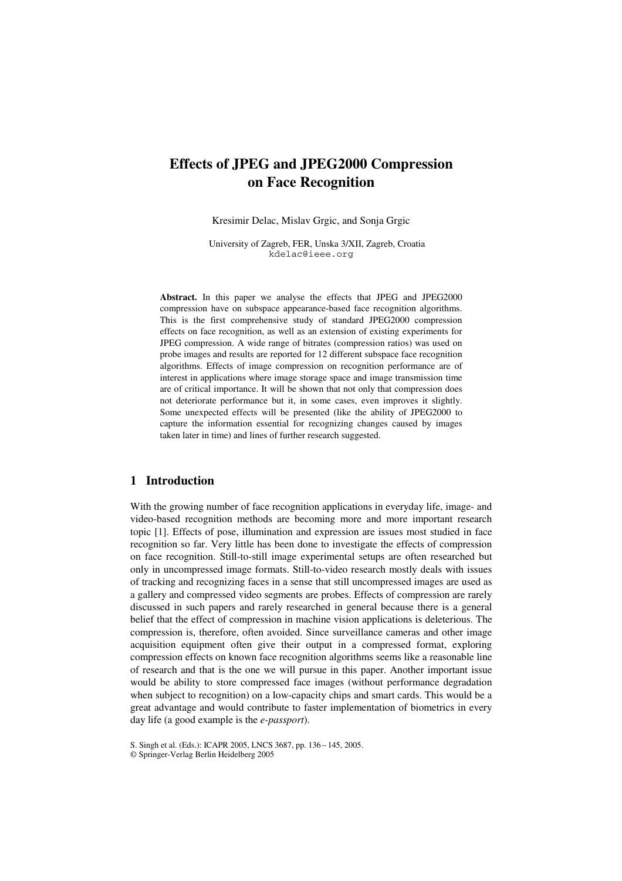# Effects of JPEG and JPEG2000 Compression on Face Recognition

Kresimir Delac, Mislav Grgic, and Sonja Grgic

University of Zagreb, FER, Unska 3/XII, Zagreb, Croatia
kdelac@ieee.org

**Abstract.** In this paper we analyse the effects that JPEG and JPEG2000 compression have on subspace appearance-based face recognition algorithms. This is the first comprehensive study of standard JPEG2000 compression effects on face recognition, as well as an extension of existing experiments for JPEG compression. A wide range of bitrates (compression ratios) was used on probe images and results are reported for 12 different subspace face recognition algorithms. Effects of image compression on recognition performance are of interest in applications where image storage space and image transmission time are of critical importance. It will be shown that not only that compression does not deteriorate performance but it, in some cases, even improves it slightly. Some unexpected effects will be presented (like the ability of JPEG2000 to capture the information essential for recognizing changes caused by images taken later in time) and lines of further research suggested.

## 1 Introduction

With the growing number of face recognition applications in everyday life, image- and video-based recognition methods are becoming more and more important research topic [1]. Effects of pose, illumination and expression are issues most studied in face recognition so far. Very little has been done to investigate the effects of compression on face recognition. Still-to-still image experimental setups are often researched but only in uncompressed image formats. Still-to-video research mostly deals with issues of tracking and recognizing faces in a sense that still uncompressed images are used as a gallery and compressed video segments are probes. Effects of compression are rarely discussed in such papers and rarely researched in general because there is a general belief that the effect of compression in machine vision applications is deleterious. The compression is, therefore, often avoided. Since surveillance cameras and other image acquisition equipment often give their output in a compressed format, exploring compression effects on known face recognition algorithms seems like a reasonable line of research and that is the one we will pursue in this paper. Another important issue would be ability to store compressed face images (without performance degradation when subject to recognition) on a low-capacity chips and smart cards. This would be a great advantage and would contribute to faster implementation of biometrics in every day life (a good example is the *e-passport*).

S. Singh et al. (Eds.): ICAPR 2005, LNCS 3687, pp. 136 – 145, 2005.
© Springer-Verlag Berlin Heidelberg 2005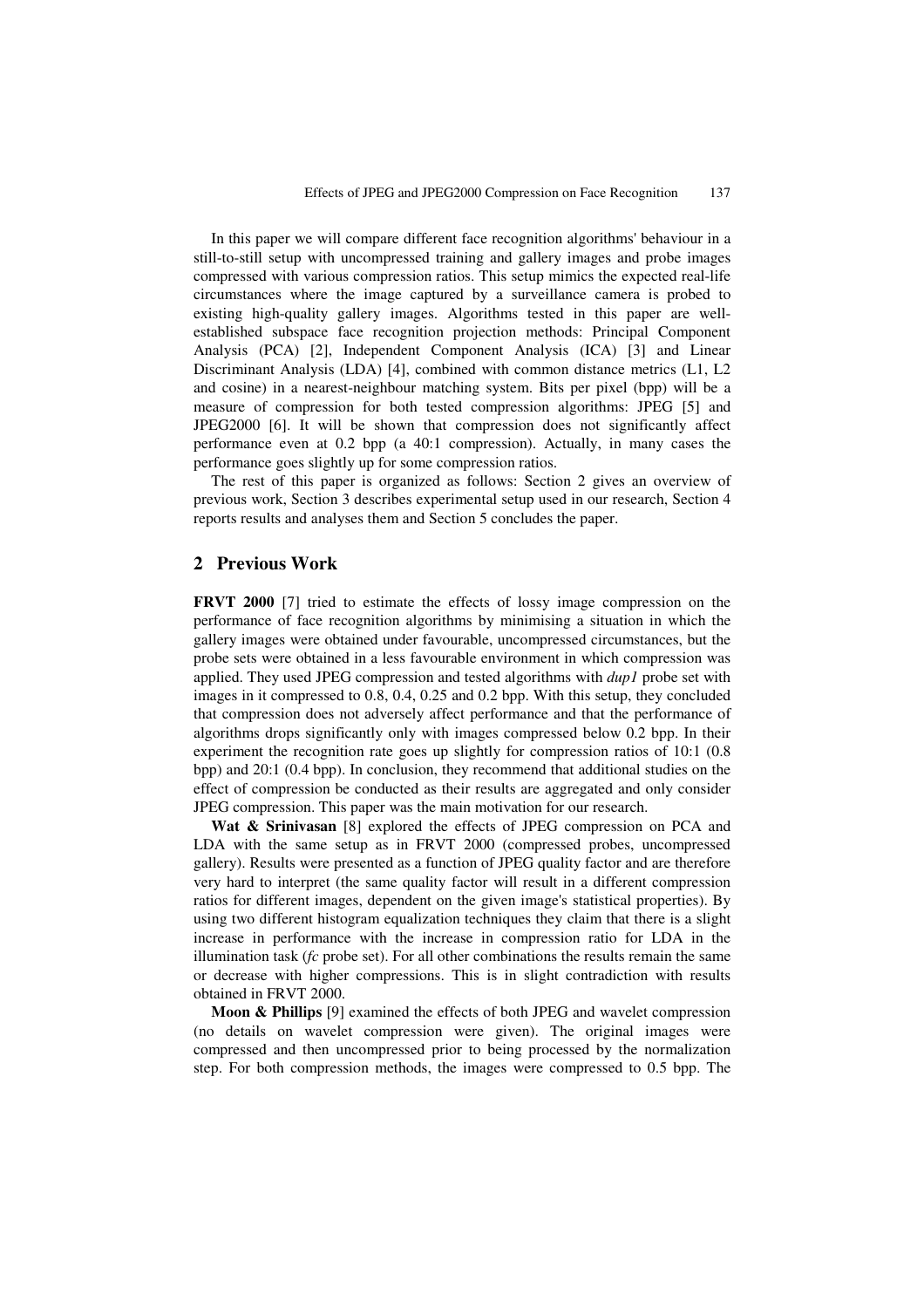In this paper we will compare different face recognition algorithms' behaviour in a still-to-still setup with uncompressed training and gallery images and probe images compressed with various compression ratios. This setup mimics the expected real-life circumstances where the image captured by a surveillance camera is probed to existing high-quality gallery images. Algorithms tested in this paper are well-established subspace face recognition projection methods: Principal Component Analysis (PCA) [2], Independent Component Analysis (ICA) [3] and Linear Discriminant Analysis (LDA) [4], combined with common distance metrics (L1, L2 and cosine) in a nearest-neighbour matching system. Bits per pixel (bpp) will be a measure of compression for both tested compression algorithms: JPEG [5] and JPEG2000 [6]. It will be shown that compression does not significantly affect performance even at 0.2 bpp (a 40:1 compression). Actually, in many cases the performance goes slightly up for some compression ratios.

The rest of this paper is organized as follows: Section 2 gives an overview of previous work, Section 3 describes experimental setup used in our research, Section 4 reports results and analyses them and Section 5 concludes the paper.

## 2 Previous Work

**FRVT 2000** [7] tried to estimate the effects of lossy image compression on the performance of face recognition algorithms by minimising a situation in which the gallery images were obtained under favourable, uncompressed circumstances, but the probe sets were obtained in a less favourable environment in which compression was applied. They used JPEG compression and tested algorithms with *dup1* probe set with images in it compressed to 0.8, 0.4, 0.25 and 0.2 bpp. With this setup, they concluded that compression does not adversely affect performance and that the performance of algorithms drops significantly only with images compressed below 0.2 bpp. In their experiment the recognition rate goes up slightly for compression ratios of 10:1 (0.8 bpp) and 20:1 (0.4 bpp). In conclusion, they recommend that additional studies on the effect of compression be conducted as their results are aggregated and only consider JPEG compression. This paper was the main motivation for our research.

**Wat & Srinivasan** [8] explored the effects of JPEG compression on PCA and LDA with the same setup as in FRVT 2000 (compressed probes, uncompressed gallery). Results were presented as a function of JPEG quality factor and are therefore very hard to interpret (the same quality factor will result in a different compression ratios for different images, dependent on the given image's statistical properties). By using two different histogram equalization techniques they claim that there is a slight increase in performance with the increase in compression ratio for LDA in the illumination task (*fc* probe set). For all other combinations the results remain the same or decrease with higher compressions. This is in slight contradiction with results obtained in FRVT 2000.

**Moon & Phillips** [9] examined the effects of both JPEG and wavelet compression (no details on wavelet compression were given). The original images were compressed and then uncompressed prior to being processed by the normalization step. For both compression methods, the images were compressed to 0.5 bpp. The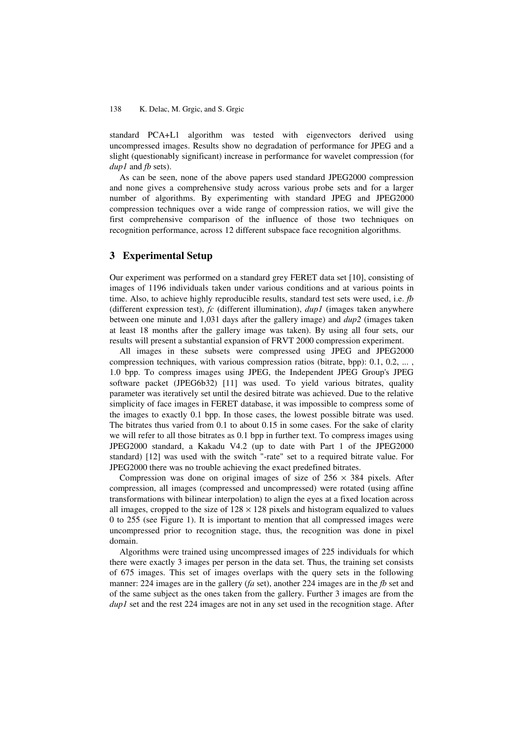standard PCA+L1 algorithm was tested with eigenvectors derived using uncompressed images. Results show no degradation of performance for JPEG and a slight (questionably significant) increase in performance for wavelet compression (for *dup1* and *fb* sets).

As can be seen, none of the above papers used standard JPEG2000 compression and none gives a comprehensive study across various probe sets and for a larger number of algorithms. By experimenting with standard JPEG and JPEG2000 compression techniques over a wide range of compression ratios, we will give the first comprehensive comparison of the influence of those two techniques on recognition performance, across 12 different subspace face recognition algorithms.

## 3 Experimental Setup

Our experiment was performed on a standard grey FERET data set [10], consisting of images of 1196 individuals taken under various conditions and at various points in time. Also, to achieve highly reproducible results, standard test sets were used, i.e. *fb* (different expression test), *fc* (different illumination), *dup1* (images taken anywhere between one minute and 1,031 days after the gallery image) and *dup2* (images taken at least 18 months after the gallery image was taken). By using all four sets, our results will present a substantial expansion of FRVT 2000 compression experiment.

All images in these subsets were compressed using JPEG and JPEG2000 compression techniques, with various compression ratios (bitrate, bpp): 0.1, 0.2, ... , 1.0 bpp. To compress images using JPEG, the Independent JPEG Group's JPEG software packet (JPEG6b32) [11] was used. To yield various bitrates, quality parameter was iteratively set until the desired bitrate was achieved. Due to the relative simplicity of face images in FERET database, it was impossible to compress some of the images to exactly 0.1 bpp. In those cases, the lowest possible bitrate was used. The bitrates thus varied from 0.1 to about 0.15 in some cases. For the sake of clarity we will refer to all those bitrates as 0.1 bpp in further text. To compress images using JPEG2000 standard, a Kakadu V4.2 (up to date with Part 1 of the JPEG2000 standard) [12] was used with the switch "-rate" set to a required bitrate value. For JPEG2000 there was no trouble achieving the exact predefined bitrates.

Compression was done on original images of size of $256 \times 384$ pixels. After compression, all images (compressed and uncompressed) were rotated (using affine transformations with bilinear interpolation) to align the eyes at a fixed location across all images, cropped to the size of $128 \times 128$ pixels and histogram equalized to values 0 to 255 (see Figure 1). It is important to mention that all compressed images were uncompressed prior to recognition stage, thus, the recognition was done in pixel domain.

Algorithms were trained using uncompressed images of 225 individuals for which there were exactly 3 images per person in the data set. Thus, the training set consists of 675 images. This set of images overlaps with the query sets in the following manner: 224 images are in the gallery (*fa* set), another 224 images are in the *fb* set and of the same subject as the ones taken from the gallery. Further 3 images are from the *dup1* set and the rest 224 images are not in any set used in the recognition stage. After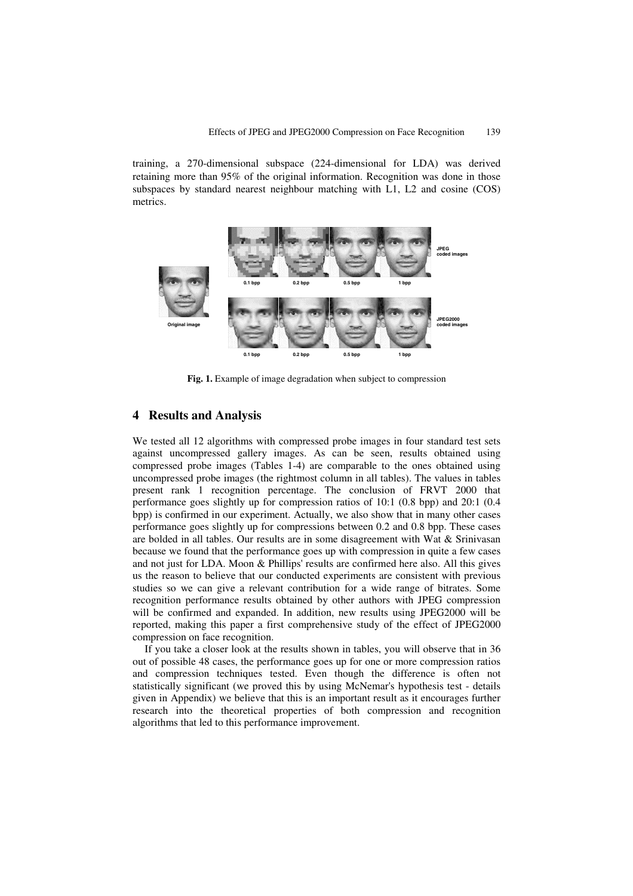training, a 270-dimensional subspace (224-dimensional for LDA) was derived retaining more than 95% of the original information. Recognition was done in those subspaces by standard nearest neighbour matching with L1, L2 and cosine (COS) metrics.

**Fig. 1.** Example of image degradation when subject to compression

## 4 Results and Analysis

We tested all 12 algorithms with compressed probe images in four standard test sets against uncompressed gallery images. As can be seen, results obtained using compressed probe images (Tables 1-4) are comparable to the ones obtained using uncompressed probe images (the rightmost column in all tables). The values in tables present rank 1 recognition percentage. The conclusion of FRVT 2000 that performance goes slightly up for compression ratios of 10:1 (0.8 bpp) and 20:1 (0.4 bpp) is confirmed in our experiment. Actually, we also show that in many other cases performance goes slightly up for compressions between 0.2 and 0.8 bpp. These cases are bolded in all tables. Our results are in some disagreement with Wat & Srinivasan because we found that the performance goes up with compression in quite a few cases and not just for LDA. Moon & Phillips' results are confirmed here also. All this gives us the reason to believe that our conducted experiments are consistent with previous studies so we can give a relevant contribution for a wide range of bitrates. Some recognition performance results obtained by other authors with JPEG compression will be confirmed and expanded. In addition, new results using JPEG2000 will be reported, making this paper a first comprehensive study of the effect of JPEG2000 compression on face recognition.

If you take a closer look at the results shown in tables, you will observe that in 36 out of possible 48 cases, the performance goes up for one or more compression ratios and compression techniques tested. Even though the difference is often not statistically significant (we proved this by using McNemar's hypothesis test - details given in Appendix) we believe that this is an important result as it encourages further research into the theoretical properties of both compression and recognition algorithms that led to this performance improvement.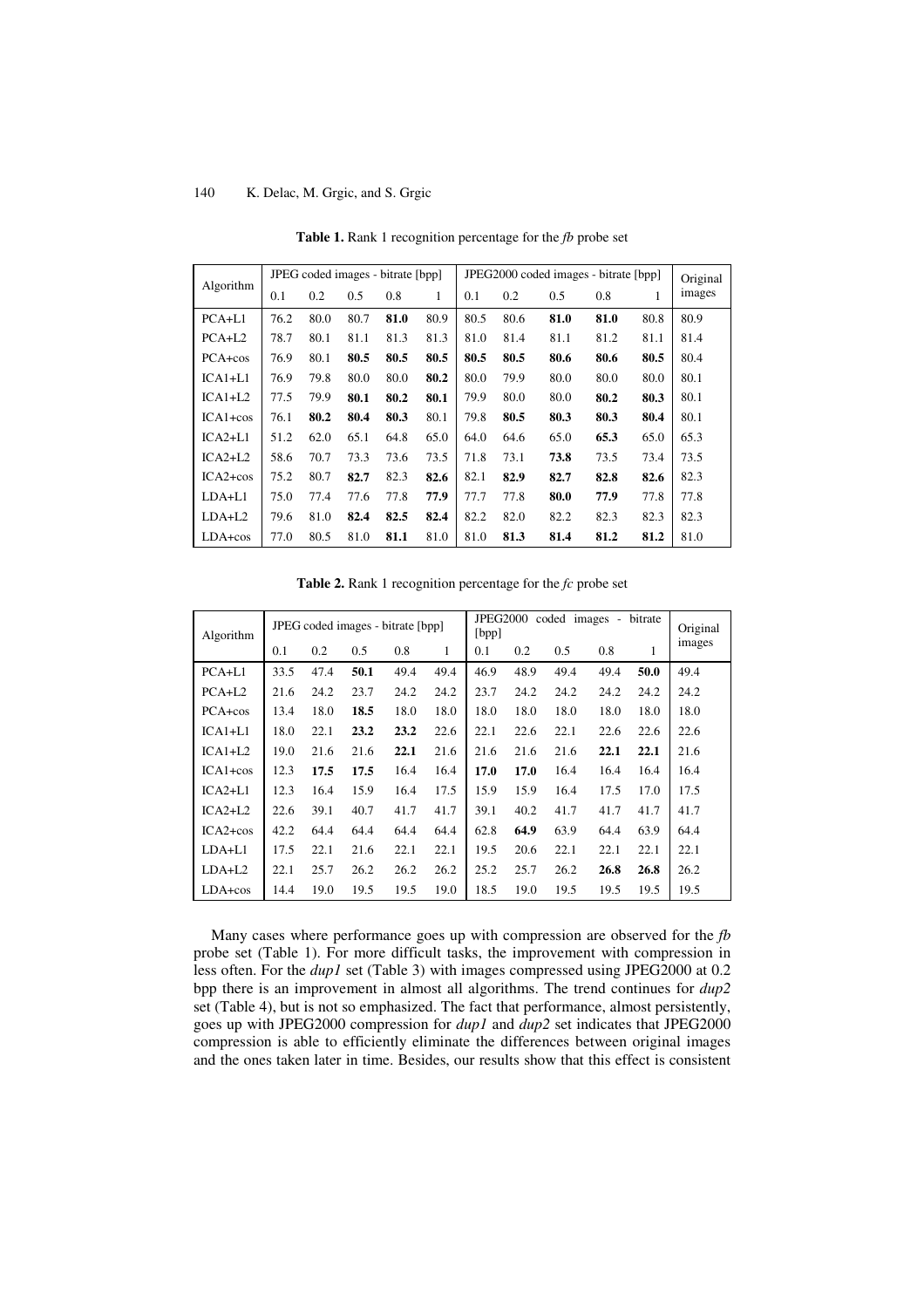**Table 1.** Rank 1 recognition percentage for the *fb* probe set

| Algorithm | JPEG coded images - bitrate [bpp] | | | | | JPEG2000 coded images - bitrate [bpp] | | | | | Original images |
|---|---|---|---|---|---|---|---|---|---|---|---|
| | 0.1 | 0.2 | 0.5 | 0.8 | 1 | 0.1 | 0.2 | 0.5 | 0.8 | 1 | |
| PCA+L1 | 76.2 | 80.0 | 80.7 | **81.0** | 80.9 | 80.5 | 80.6 | **81.0** | **81.0** | 80.8 | 80.9 |
| PCA+L2 | 78.7 | 80.1 | 81.1 | 81.3 | 81.3 | 81.0 | 81.4 | 81.1 | 81.2 | 81.1 | 81.4 |
| PCA+cos | 76.9 | 80.1 | **80.5** | **80.5** | **80.5** | **80.5** | **80.5** | **80.6** | **80.6** | **80.5** | 80.4 |
| ICA1+L1 | 76.9 | 79.8 | 80.0 | 80.0 | **80.2** | 80.0 | 79.9 | 80.0 | 80.0 | 80.0 | 80.1 |
| ICA1+L2 | 77.5 | 79.9 | **80.1** | **80.2** | **80.1** | 79.9 | 80.0 | 80.0 | **80.2** | **80.3** | 80.1 |
| ICA1+cos | 76.1 | **80.2** | **80.4** | **80.3** | 80.1 | 79.8 | **80.5** | **80.3** | **80.3** | **80.4** | 80.1 |
| ICA2+L1 | 51.2 | 62.0 | 65.1 | 64.8 | 65.0 | 64.0 | 64.6 | 65.0 | **65.3** | 65.0 | 65.3 |
| ICA2+L2 | 58.6 | 70.7 | 73.3 | 73.6 | 73.5 | 71.8 | 73.1 | **73.8** | 73.5 | 73.4 | 73.5 |
| ICA2+cos | 75.2 | 80.7 | **82.7** | 82.3 | **82.6** | 82.1 | **82.9** | **82.7** | **82.8** | **82.6** | 82.3 |
| LDA+L1 | 75.0 | 77.4 | 77.6 | 77.8 | **77.9** | 77.7 | 77.8 | **80.0** | **77.9** | 77.8 | 77.8 |
| LDA+L2 | 79.6 | 81.0 | **82.4** | **82.5** | **82.4** | 82.2 | 82.0 | 82.2 | 82.3 | 82.3 | 82.3 |
| LDA+cos | 77.0 | 80.5 | 81.0 | **81.1** | 81.0 | 81.0 | **81.3** | **81.4** | **81.2** | **81.2** | 81.0 |

**Table 2.** Rank 1 recognition percentage for the *fc* probe set

| Algorithm | JPEG coded images - bitrate [bpp] | | | | | JPEG2000 coded images - bitrate [bpp] | | | | | Original images |
|---|---|---|---|---|---|---|---|---|---|---|---|
| | 0.1 | 0.2 | 0.5 | 0.8 | 1 | 0.1 | 0.2 | 0.5 | 0.8 | 1 | |
| PCA+L1 | 33.5 | 47.4 | **50.1** | 49.4 | 49.4 | 46.9 | 48.9 | 49.4 | 49.4 | **50.0** | 49.4 |
| PCA+L2 | 21.6 | 24.2 | 23.7 | 24.2 | 24.2 | 23.7 | 24.2 | 24.2 | 24.2 | 24.2 | 24.2 |
| PCA+cos | 13.4 | 18.0 | **18.5** | 18.0 | 18.0 | 18.0 | 18.0 | 18.0 | 18.0 | 18.0 | 18.0 |
| ICA1+L1 | 18.0 | 22.1 | **23.2** | **23.2** | 22.6 | 22.1 | 22.6 | 22.1 | 22.6 | 22.6 | 22.6 |
| ICA1+L2 | 19.0 | 21.6 | 21.6 | **22.1** | 21.6 | 21.6 | 21.6 | 21.6 | **22.1** | **22.1** | 21.6 |
| ICA1+cos | 12.3 | **17.5** | **17.5** | 16.4 | 16.4 | **17.0** | **17.0** | 16.4 | 16.4 | 16.4 | 16.4 |
| ICA2+L1 | 12.3 | 16.4 | 15.9 | 16.4 | 17.5 | 15.9 | 15.9 | 16.4 | 17.5 | 17.0 | 17.5 |
| ICA2+L2 | 22.6 | 39.1 | 40.7 | 41.7 | 41.7 | 39.1 | 40.2 | 41.7 | 41.7 | 41.7 | 41.7 |
| ICA2+cos | 42.2 | 64.4 | 64.4 | 64.4 | 64.4 | 62.8 | **64.9** | 63.9 | 64.4 | 63.9 | 64.4 |
| LDA+L1 | 17.5 | 22.1 | 21.6 | 22.1 | 22.1 | 19.5 | 20.6 | 22.1 | 22.1 | 22.1 | 22.1 |
| LDA+L2 | 22.1 | 25.7 | 26.2 | 26.2 | 26.2 | 25.2 | 25.7 | 26.2 | **26.8** | **26.8** | 26.2 |
| LDA+cos | 14.4 | 19.0 | 19.5 | 19.5 | 19.0 | 18.5 | 19.0 | 19.5 | 19.5 | 19.5 | 19.5 |

Many cases where performance goes up with compression are observed for the *fb* probe set (Table 1). For more difficult tasks, the improvement with compression in less often. For the *dup1* set (Table 3) with images compressed using JPEG2000 at 0.2 bpp there is an improvement in almost all algorithms. The trend continues for *dup2* set (Table 4), but is not so emphasized. The fact that performance, almost persistently, goes up with JPEG2000 compression for *dup1* and *dup2* set indicates that JPEG2000 compression is able to efficiently eliminate the differences between original images and the ones taken later in time. Besides, our results show that this effect is consistent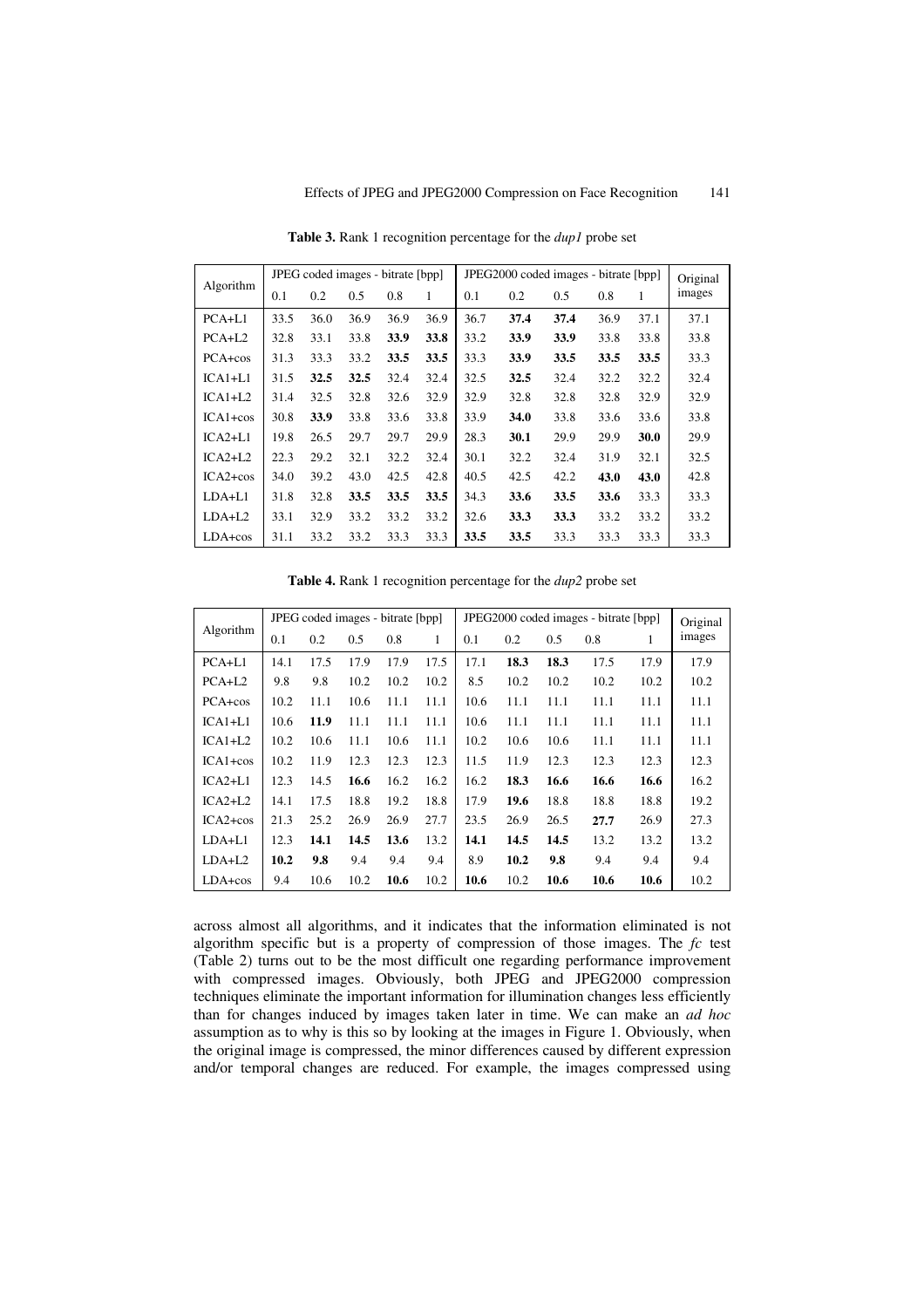**Table 3.** Rank 1 recognition percentage for the *dup1* probe set

| Algorithm | JPEG coded images - bitrate [bpp] | | | | | JPEG2000 coded images - bitrate [bpp] | | | | | Original images |
|---|---|---|---|---|---|---|---|---|---|---|---|
| | 0.1 | 0.2 | 0.5 | 0.8 | 1 | 0.1 | 0.2 | 0.5 | 0.8 | 1 | |
| PCA+L1 | 33.5 | 36.0 | 36.9 | 36.9 | 36.9 | 36.7 | **37.4** | **37.4** | 36.9 | 37.1 | 37.1 |
| PCA+L2 | 32.8 | 33.1 | 33.8 | **33.9** | **33.8** | 33.2 | **33.9** | **33.9** | 33.8 | 33.8 | 33.8 |
| PCA+cos | 31.3 | 33.3 | 33.2 | **33.5** | **33.5** | 33.3 | **33.9** | **33.5** | **33.5** | **33.5** | 33.3 |
| ICA1+L1 | 31.5 | **32.5** | **32.5** | 32.4 | 32.4 | 32.5 | **32.5** | 32.4 | 32.2 | 32.2 | 32.4 |
| ICA1+L2 | 31.4 | 32.5 | 32.8 | 32.6 | 32.9 | 32.9 | 32.8 | 32.8 | 32.8 | 32.9 | 32.9 |
| ICA1+cos | 30.8 | **33.9** | 33.8 | 33.6 | 33.8 | 33.9 | **34.0** | 33.8 | 33.6 | 33.6 | 33.8 |
| ICA2+L1 | 19.8 | 26.5 | 29.7 | 29.7 | 29.9 | 28.3 | **30.1** | 29.9 | 29.9 | **30.0** | 29.9 |
| ICA2+L2 | 22.3 | 29.2 | 32.1 | 32.2 | 32.4 | 30.1 | 32.2 | 32.4 | 31.9 | 32.1 | 32.5 |
| ICA2+cos | 34.0 | 39.2 | 43.0 | 42.5 | 42.8 | 40.5 | 42.5 | 42.2 | **43.0** | **43.0** | 42.8 |
| LDA+L1 | 31.8 | 32.8 | **33.5** | **33.5** | **33.5** | 34.3 | **33.6** | **33.5** | **33.6** | 33.3 | 33.3 |
| LDA+L2 | 33.1 | 32.9 | 33.2 | 33.2 | 33.2 | 32.6 | **33.3** | **33.3** | 33.2 | 33.2 | 33.2 |
| LDA+cos | 31.1 | 33.2 | 33.2 | 33.3 | 33.3 | **33.5** | **33.5** | 33.3 | 33.3 | 33.3 | 33.3 |

**Table 4.** Rank 1 recognition percentage for the *dup2* probe set

| Algorithm | JPEG coded images - bitrate [bpp] | | | | | JPEG2000 coded images - bitrate [bpp] | | | | | Original images |
|---|---|---|---|---|---|---|---|---|---|---|---|
| | 0.1 | 0.2 | 0.5 | 0.8 | 1 | 0.1 | 0.2 | 0.5 | 0.8 | 1 | |
| PCA+L1 | 14.1 | 17.5 | 17.9 | 17.9 | 17.5 | 17.1 | **18.3** | **18.3** | 17.5 | 17.9 | 17.9 |
| PCA+L2 | 9.8 | 9.8 | 10.2 | 10.2 | 10.2 | 8.5 | 10.2 | 10.2 | 10.2 | 10.2 | 10.2 |
| PCA+cos | 10.2 | 11.1 | 10.6 | 11.1 | 11.1 | 10.6 | 11.1 | 11.1 | 11.1 | 11.1 | 11.1 |
| ICA1+L1 | 10.6 | **11.9** | 11.1 | 11.1 | 11.1 | 10.6 | 11.1 | 11.1 | 11.1 | 11.1 | 11.1 |
| ICA1+L2 | 10.2 | 10.6 | 11.1 | 10.6 | 11.1 | 10.2 | 10.6 | 10.6 | 11.1 | 11.1 | 11.1 |
| ICA1+cos | 10.2 | 11.9 | 12.3 | 12.3 | 12.3 | 11.5 | 11.9 | 12.3 | 12.3 | 12.3 | 12.3 |
| ICA2+L1 | 12.3 | 14.5 | **16.6** | 16.2 | 16.2 | 16.2 | **18.3** | **16.6** | **16.6** | **16.6** | 16.2 |
| ICA2+L2 | 14.1 | 17.5 | 18.8 | 19.2 | 18.8 | 17.9 | **19.6** | 18.8 | 18.8 | 18.8 | 19.2 |
| ICA2+cos | 21.3 | 25.2 | 26.9 | 26.9 | 27.7 | 23.5 | 26.9 | 26.5 | **27.7** | 26.9 | 27.3 |
| LDA+L1 | 12.3 | **14.1** | **14.5** | **13.6** | 13.2 | **14.1** | **14.5** | **14.5** | 13.2 | 13.2 | 13.2 |
| LDA+L2 | **10.2** | **9.8** | 9.4 | 9.4 | 9.4 | 8.9 | **10.2** | **9.8** | 9.4 | 9.4 | 9.4 |
| LDA+cos | 9.4 | 10.6 | 10.2 | **10.6** | 10.2 | **10.6** | 10.2 | **10.6** | **10.6** | **10.6** | 10.2 |

across almost all algorithms, and it indicates that the information eliminated is not algorithm specific but is a property of compression of those images. The *fc* test (Table 2) turns out to be the most difficult one regarding performance improvement with compressed images. Obviously, both JPEG and JPEG2000 compression techniques eliminate the important information for illumination changes less efficiently than for changes induced by images taken later in time. We can make an *ad hoc* assumption as to why is this so by looking at the images in Figure 1. Obviously, when the original image is compressed, the minor differences caused by different expression and/or temporal changes are reduced. For example, the images compressed using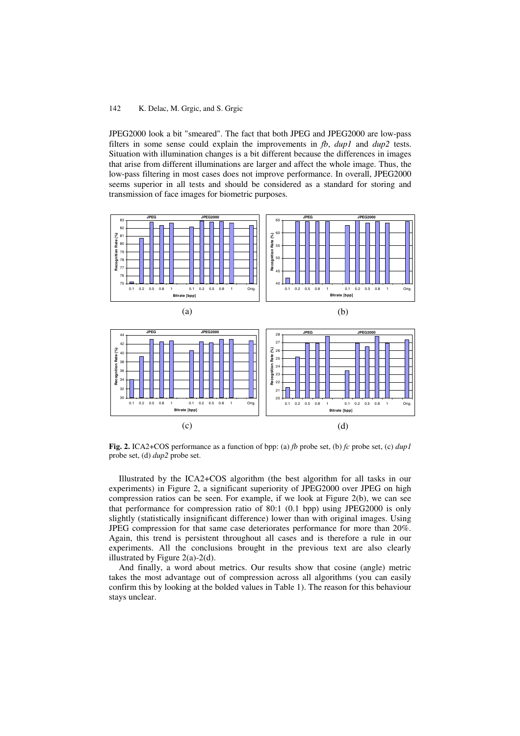JPEG2000 look a bit "smeared". The fact that both JPEG and JPEG2000 are low-pass filters in some sense could explain the improvements in *fb*, *dup1* and *dup2* tests. Situation with illumination changes is a bit different because the differences in images that arise from different illuminations are larger and affect the whole image. Thus, the low-pass filtering in most cases does not improve performance. In overall, JPEG2000 seems superior in all tests and should be considered as a standard for storing and transmission of face images for biometric purposes.

**Fig. 2.** ICA2+COS performance as a function of bpp: (a) *fb* probe set, (b) *fc* probe set, (c) *dup1* probe set, (d) *dup2* probe set.

Illustrated by the ICA2+COS algorithm (the best algorithm for all tasks in our experiments) in Figure 2, a significant superiority of JPEG2000 over JPEG on high compression ratios can be seen. For example, if we look at Figure 2(b), we can see that performance for compression ratio of 80:1 (0.1 bpp) using JPEG2000 is only slightly (statistically insignificant difference) lower than with original images. Using JPEG compression for that same case deteriorates performance for more than 20%. Again, this trend is persistent throughout all cases and is therefore a rule in our experiments. All the conclusions brought in the previous text are also clearly illustrated by Figure 2(a)-2(d).

And finally, a word about metrics. Our results show that cosine (angle) metric takes the most advantage out of compression across all algorithms (you can easily confirm this by looking at the bolded values in Table 1). The reason for this behaviour stays unclear.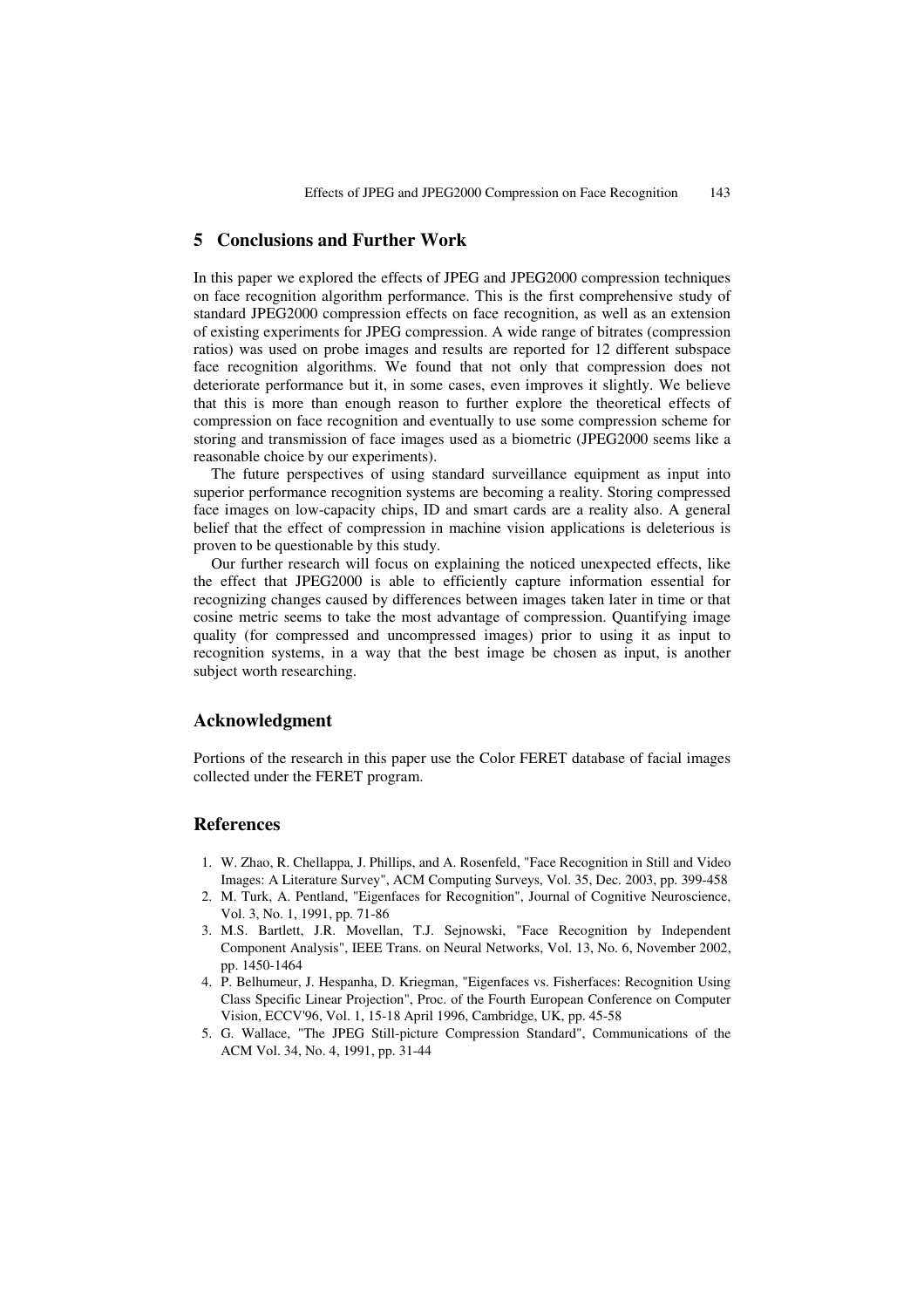## 5 Conclusions and Further Work

In this paper we explored the effects of JPEG and JPEG2000 compression techniques on face recognition algorithm performance. This is the first comprehensive study of standard JPEG2000 compression effects on face recognition, as well as an extension of existing experiments for JPEG compression. A wide range of bitrates (compression ratios) was used on probe images and results are reported for 12 different subspace face recognition algorithms. We found that not only that compression does not deteriorate performance but it, in some cases, even improves it slightly. We believe that this is more than enough reason to further explore the theoretical effects of compression on face recognition and eventually to use some compression scheme for storing and transmission of face images used as a biometric (JPEG2000 seems like a reasonable choice by our experiments).

The future perspectives of using standard surveillance equipment as input into superior performance recognition systems are becoming a reality. Storing compressed face images on low-capacity chips, ID and smart cards are a reality also. A general belief that the effect of compression in machine vision applications is deleterious is proven to be questionable by this study.

Our further research will focus on explaining the noticed unexpected effects, like the effect that JPEG2000 is able to efficiently capture information essential for recognizing changes caused by differences between images taken later in time or that cosine metric seems to take the most advantage of compression. Quantifying image quality (for compressed and uncompressed images) prior to using it as input to recognition systems, in a way that the best image be chosen as input, is another subject worth researching.

## Acknowledgment

Portions of the research in this paper use the Color FERET database of facial images collected under the FERET program.

## References

1. W. Zhao, R. Chellappa, J. Phillips, and A. Rosenfeld, "Face Recognition in Still and Video Images: A Literature Survey", ACM Computing Surveys, Vol. 35, Dec. 2003, pp. 399-458
2. M. Turk, A. Pentland, "Eigenfaces for Recognition", Journal of Cognitive Neuroscience, Vol. 3, No. 1, 1991, pp. 71-86
3. M.S. Bartlett, J.R. Movellan, T.J. Sejnowski, "Face Recognition by Independent Component Analysis", IEEE Trans. on Neural Networks, Vol. 13, No. 6, November 2002, pp. 1450-1464
4. P. Belhumeur, J. Hespanha, D. Kriegman, "Eigenfaces vs. Fisherfaces: Recognition Using Class Specific Linear Projection", Proc. of the Fourth European Conference on Computer Vision, ECCV'96, Vol. 1, 15-18 April 1996, Cambridge, UK, pp. 45-58
5. G. Wallace, "The JPEG Still-picture Compression Standard", Communications of the ACM Vol. 34, No. 4, 1991, pp. 31-44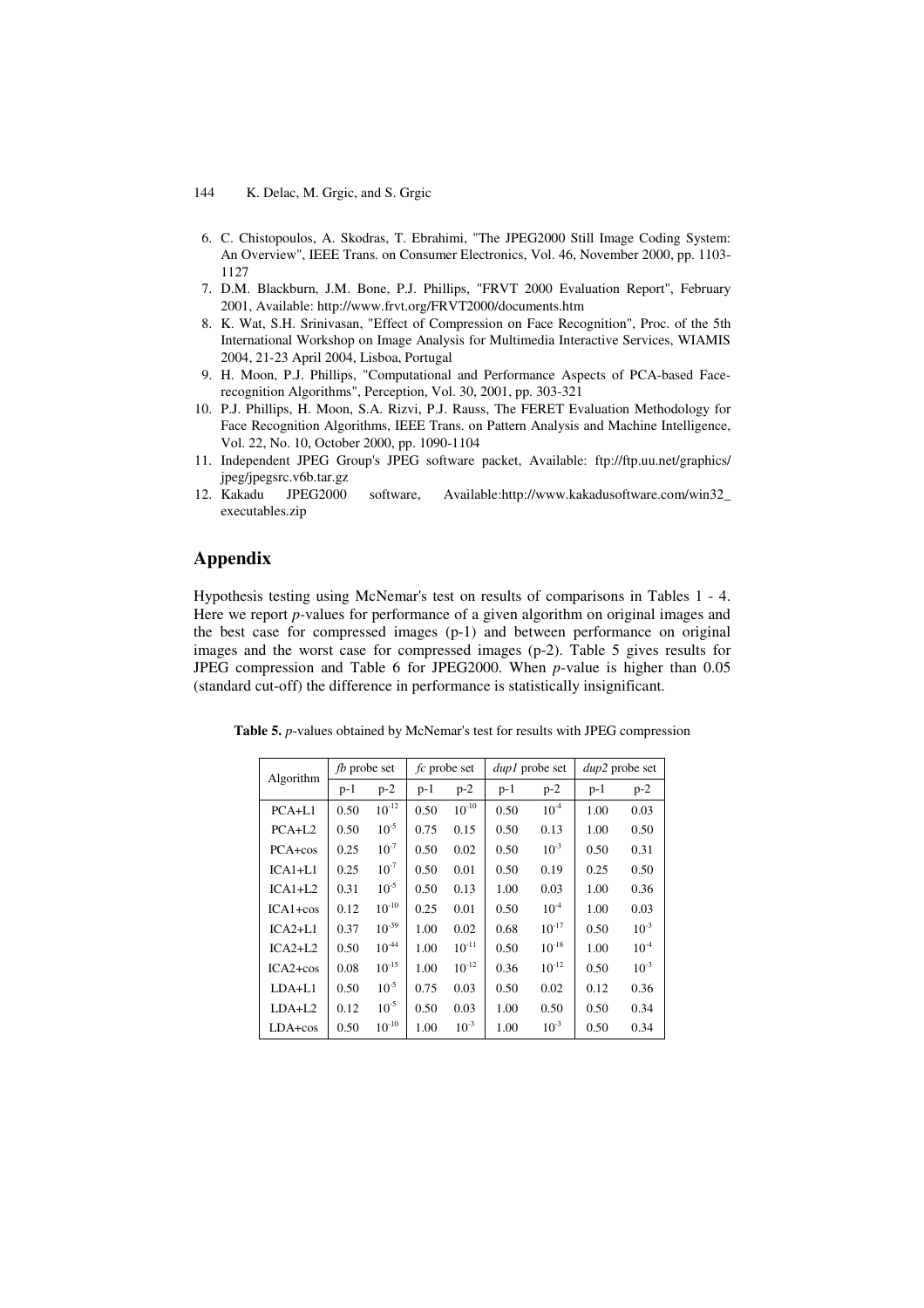6. C. Chistopoulos, A. Skodras, T. Ebrahimi, "The JPEG2000 Still Image Coding System: An Overview", IEEE Trans. on Consumer Electronics, Vol. 46, November 2000, pp. 1103-1127
7. D.M. Blackburn, J.M. Bone, P.J. Phillips, "FRVT 2000 Evaluation Report", February 2001, Available: http://www.frvt.org/FRVT2000/documents.htm
8. K. Wat, S.H. Srinivasan, "Effect of Compression on Face Recognition", Proc. of the 5th International Workshop on Image Analysis for Multimedia Interactive Services, WIAMIS 2004, 21-23 April 2004, Lisboa, Portugal
9. H. Moon, P.J. Phillips, "Computational and Performance Aspects of PCA-based Face-recognition Algorithms", Perception, Vol. 30, 2001, pp. 303-321
10. P.J. Phillips, H. Moon, S.A. Rizvi, P.J. Rauss, The FERET Evaluation Methodology for Face Recognition Algorithms, IEEE Trans. on Pattern Analysis and Machine Intelligence, Vol. 22, No. 10, October 2000, pp. 1090-1104
11. Independent JPEG Group's JPEG software packet, Available: ftp://ftp.uu.net/graphics/jpeg/jpegsrc.v6b.tar.gz
12. Kakadu JPEG2000 software, Available:http://www.kakadusoftware.com/win32_executables.zip

## Appendix

Hypothesis testing using McNemar's test on results of comparisons in Tables 1 - 4. Here we report *p*-values for performance of a given algorithm on original images and the best case for compressed images (p-1) and between performance on original images and the worst case for compressed images (p-2). Table 5 gives results for JPEG compression and Table 6 for JPEG2000. When *p*-value is higher than 0.05 (standard cut-off) the difference in performance is statistically insignificant.

**Table 5.** *p*-values obtained by McNemar's test for results with JPEG compression

| Algorithm | *fb* probe set | | *fc* probe set | | *dup1* probe set | | *dup2* probe set | |
|---|---|---|---|---|---|---|---|---|
| | p-1 | p-2 | p-1 | p-2 | p-1 | p-2 | p-1 | p-2 |
| PCA+L1 | 0.50 | $10^{-12}$ | 0.50 | $10^{-10}$ | 0.50 | $10^{-4}$ | 1.00 | 0.03 |
| PCA+L2 | 0.50 | $10^{-5}$ | 0.75 | 0.15 | 0.50 | 0.13 | 1.00 | 0.50 |
| PCA+cos | 0.25 | $10^{-7}$ | 0.50 | 0.02 | 0.50 | $10^{-3}$ | 0.50 | 0.31 |
| ICA1+L1 | 0.25 | $10^{-7}$ | 0.50 | 0.01 | 0.50 | 0.19 | 0.25 | 0.50 |
| ICA1+L2 | 0.31 | $10^{-5}$ | 0.50 | 0.13 | 1.00 | 0.03 | 1.00 | 0.36 |
| ICA1+cos | 0.12 | $10^{-10}$ | 0.25 | 0.01 | 0.50 | $10^{-4}$ | 1.00 | 0.03 |
| ICA2+L1 | 0.37 | $10^{-39}$ | 1.00 | 0.02 | 0.68 | $10^{-17}$ | 0.50 | $10^{-3}$ |
| ICA2+L2 | 0.50 | $10^{-44}$ | 1.00 | $10^{-11}$ | 0.50 | $10^{-18}$ | 1.00 | $10^{-4}$ |
| ICA2+cos | 0.08 | $10^{-15}$ | 1.00 | $10^{-12}$ | 0.36 | $10^{-12}$ | 0.50 | $10^{-3}$ |
| LDA+L1 | 0.50 | $10^{-5}$ | 0.75 | 0.03 | 0.50 | 0.02 | 0.12 | 0.36 |
| LDA+L2 | 0.12 | $10^{-5}$ | 0.50 | 0.03 | 1.00 | 0.50 | 0.50 | 0.34 |
| LDA+cos | 0.50 | $10^{-10}$ | 1.00 | $10^{-3}$ | 1.00 | $10^{-3}$ | 0.50 | 0.34 |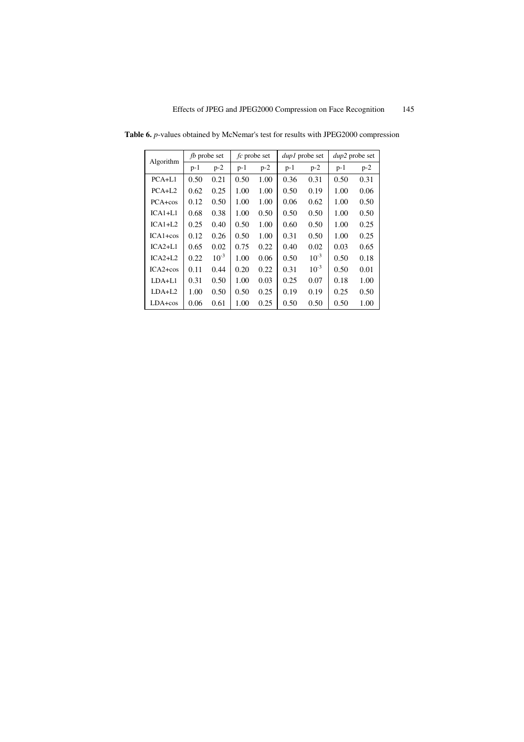**Table 6.** *p*-values obtained by McNemar's test for results with JPEG2000 compression

| Algorithm | *fb* probe set | | *fc* probe set | | *dup1* probe set | | *dup2* probe set | |
|---|---|---|---|---|---|---|---|---|
| | p-1 | p-2 | p-1 | p-2 | p-1 | p-2 | p-1 | p-2 |
| PCA+L1 | 0.50 | 0.21 | 0.50 | 1.00 | 0.36 | 0.31 | 0.50 | 0.31 |
| PCA+L2 | 0.62 | 0.25 | 1.00 | 1.00 | 0.50 | 0.19 | 1.00 | 0.06 |
| PCA+cos | 0.12 | 0.50 | 1.00 | 1.00 | 0.06 | 0.62 | 1.00 | 0.50 |
| ICA1+L1 | 0.68 | 0.38 | 1.00 | 0.50 | 0.50 | 0.50 | 1.00 | 0.50 |
| ICA1+L2 | 0.25 | 0.40 | 0.50 | 1.00 | 0.60 | 0.50 | 1.00 | 0.25 |
| ICA1+cos | 0.12 | 0.26 | 0.50 | 1.00 | 0.31 | 0.50 | 1.00 | 0.25 |
| ICA2+L1 | 0.65 | 0.02 | 0.75 | 0.22 | 0.40 | 0.02 | 0.03 | 0.65 |
| ICA2+L2 | 0.22 | $10^{-3}$ | 1.00 | 0.06 | 0.50 | $10^{-3}$ | 0.50 | 0.18 |
| ICA2+cos | 0.11 | 0.44 | 0.20 | 0.22 | 0.31 | $10^{-3}$ | 0.50 | 0.01 |
| LDA+L1 | 0.31 | 0.50 | 1.00 | 0.03 | 0.25 | 0.07 | 0.18 | 1.00 |
| LDA+L2 | 1.00 | 0.50 | 0.50 | 0.25 | 0.19 | 0.19 | 0.25 | 0.50 |
| LDA+cos | 0.06 | 0.61 | 1.00 | 0.25 | 0.50 | 0.50 | 0.50 | 1.00 |